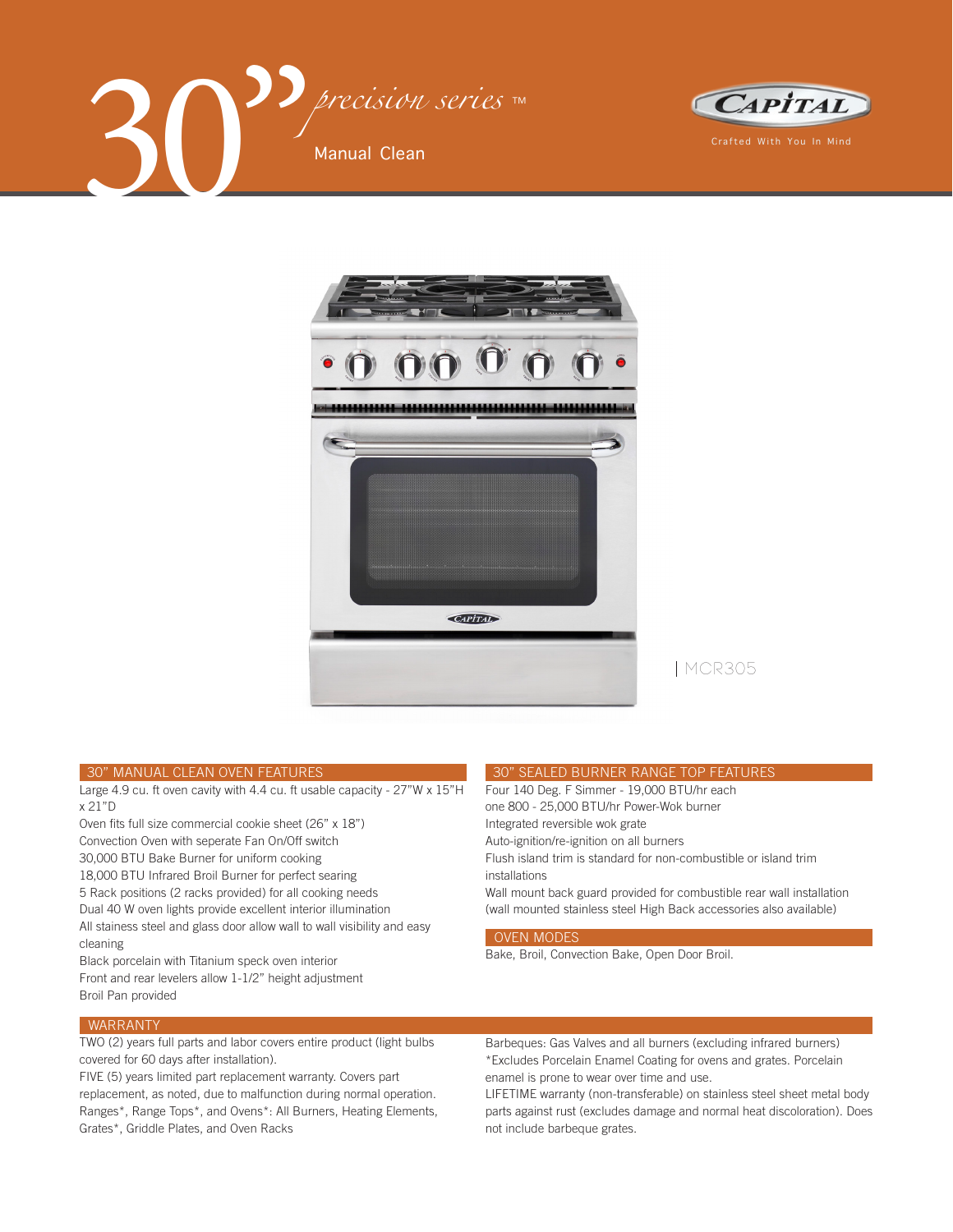# 30" precision series ™

Manual Clean

CAPITAL

Crafted With You In Mind

| MCR305

## 30" MANUAL CLEAN OVEN FEATURES

Large 4.9 cu. ft oven cavity with 4.4 cu. ft usable capacity - 27"W x 15"H x 21"D
Oven fits full size commercial cookie sheet (26" x 18")
Convection Oven with seperate Fan On/Off switch
30,000 BTU Bake Burner for uniform cooking
18,000 BTU Infrared Broil Burner for perfect searing
5 Rack positions (2 racks provided) for all cooking needs
Dual 40 W oven lights provide excellent interior illumination
All stainess steel and glass door allow wall to wall visibility and easy cleaning
Black porcelain with Titanium speck oven interior
Front and rear levelers allow 1-1/2" height adjustment
Broil Pan provided

## 30" SEALED BURNER RANGE TOP FEATURES

Four 140 Deg. F Simmer - 19,000 BTU/hr each
one 800 - 25,000 BTU/hr Power-Wok burner
Integrated reversible wok grate
Auto-ignition/re-ignition on all burners
Flush island trim is standard for non-combustible or island trim installations
Wall mount back guard provided for combustible rear wall installation (wall mounted stainless steel High Back accessories also available)

## OVEN MODES

Bake, Broil, Convection Bake, Open Door Broil.

## WARRANTY

TWO (2) years full parts and labor covers entire product (light bulbs covered for 60 days after installation).
FIVE (5) years limited part replacement warranty. Covers part replacement, as noted, due to malfunction during normal operation.
Ranges*, Range Tops*, and Ovens*: All Burners, Heating Elements, Grates*, Griddle Plates, and Oven Racks
Barbeques: Gas Valves and all burners (excluding infrared burners)
*Excludes Porcelain Enamel Coating for ovens and grates. Porcelain enamel is prone to wear over time and use.
LIFETIME warranty (non-transferable) on stainless steel sheet metal body parts against rust (excludes damage and normal heat discoloration). Does not include barbeque grates.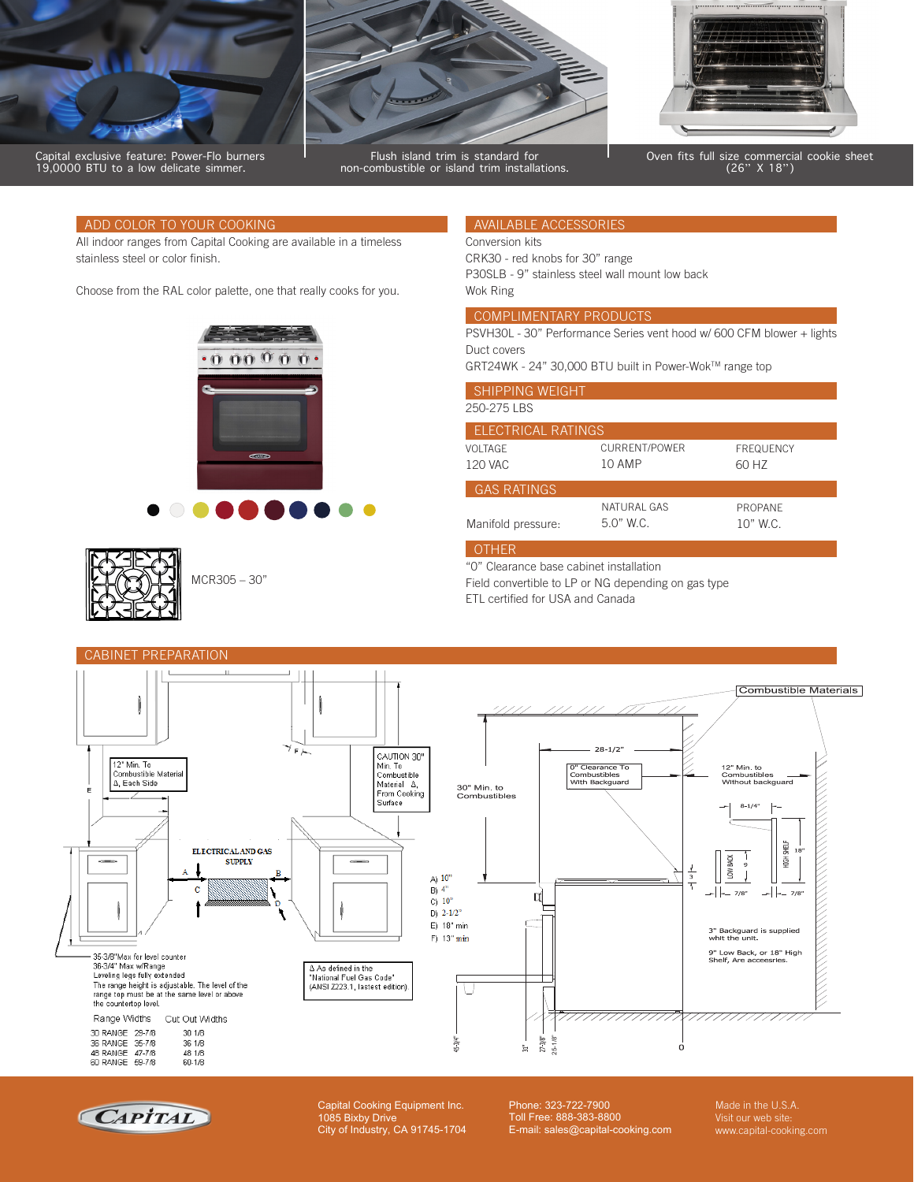Capital exclusive feature: Power-Flo burners 19,0000 BTU to a low delicate simmer.

Flush island trim is standard for non-combustible or island trim installations.

Oven fits full size commercial cookie sheet (26" X 18")

## ADD COLOR TO YOUR COOKING

All indoor ranges from Capital Cooking are available in a timeless stainless steel or color finish.

Choose from the RAL color palette, one that really cooks for you.

MCR305 – 30"

## AVAILABLE ACCESSORIES

Conversion kits

CRK30 - red knobs for 30" range

P30SLB - 9" stainless steel wall mount low back

Wok Ring

## COMPLIMENTARY PRODUCTS

PSVH30L - 30" Performance Series vent hood w/ 600 CFM blower + lights

Duct covers

GRT24WK - 24" 30,000 BTU built in Power-Wok™ range top

## SHIPPING WEIGHT

250-275 LBS

## ELECTRICAL RATINGS

| VOLTAGE | CURRENT/POWER | FREQUENCY |
|---|---|---|
| 120 VAC | 10 AMP | 60 HZ |

## GAS RATINGS

| | NATURAL GAS | PROPANE |
|---|---|---|
| Manifold pressure: | 5.0" W.C. | 10" W.C. |

## OTHER

"0" Clearance base cabinet installation

Field convertible to LP or NG depending on gas type

ETL certified for USA and Canada

## CABINET PREPARATION

12" Min. To Combustible Material Δ, Each Side

CAUTION 30" Min. To Combustible Material Δ, From Cooking Surface

ELECTRICAL AND GAS SUPPLY

A) 10"
B) 4"
C) 10"
D) 2-1/2"
E) 18" min
F) 13" min

35-3/8"Max for level counter
36-3/4" Max w/Range
Leveling legs fully extended
The range height is adjustable. The level of the range top must be at the same level or above the countertop level.

Δ As defined in the "National Fuel Gas Code" (ANSI Z223.1, lastest edition).

| Range Widths | | Cut Out Widths |
|---|---|---|
| 30 RANGE | 29-7/8 | 30 1/8 |
| 36 RANGE | 35-7/8 | 36 1/8 |
| 48 RANGE | 47-7/8 | 48 1/8 |
| 60 RANGE | 59-7/8 | 60-1/8 |

Combustible Materials

28-1/2"

0" Clearance To Combustibles With Backguard

30" Min. to Combustibles

12" Min. to Combustibles Without backguard

8-1/4"

LOW BACK 9

HIGH SHELF 18"

7/8" 7/8"

3

3" Backguard is supplied whit the unit.

9" Low Back, or 18" High Shelf, Are acceesries.

45-3/4" 31" 27-3/8" 25-1/8" 0

Capital Cooking Equipment Inc.
1085 Bixby Drive
City of Industry, CA 91745-1704

Phone: 323-722-7900
Toll Free: 888-383-8800
E-mail: sales@capital-cooking.com

Made in the U.S.A.
Visit our web site:
www.capital-cooking.com